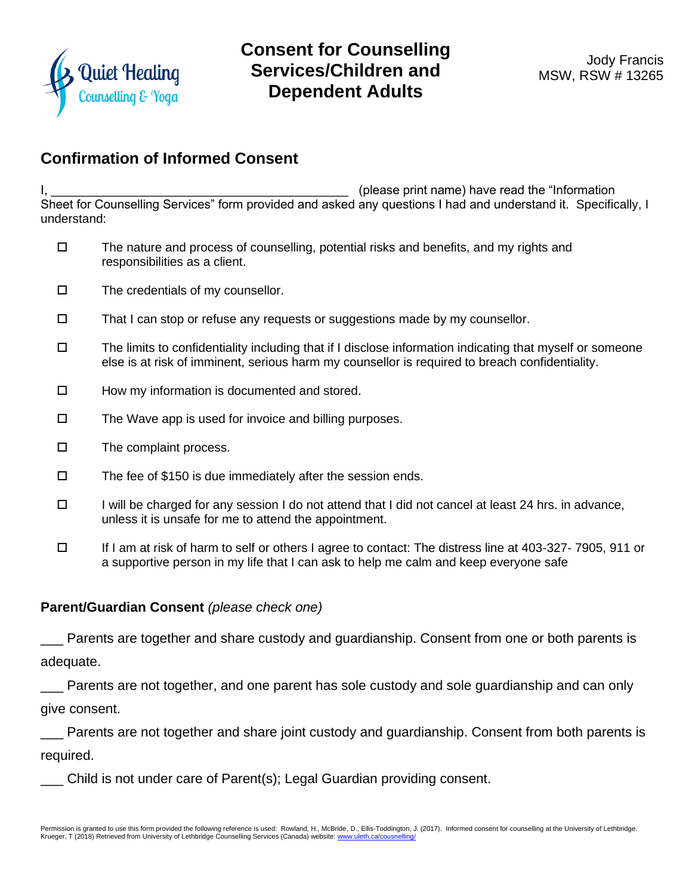Quiet Healing
Counselling & Yoga

# Consent for Counselling Services/Children and Dependent Adults

Jody Francis
MSW, RSW # 13265

## Confirmation of Informed Consent

I, ___________________________________________ (please print name) have read the "Information Sheet for Counselling Services" form provided and asked any questions I had and understand it. Specifically, I understand:

- ☐ The nature and process of counselling, potential risks and benefits, and my rights and responsibilities as a client.
- ☐ The credentials of my counsellor.
- ☐ That I can stop or refuse any requests or suggestions made by my counsellor.
- ☐ The limits to confidentiality including that if I disclose information indicating that myself or someone else is at risk of imminent, serious harm my counsellor is required to breach confidentiality.
- ☐ How my information is documented and stored.
- ☐ The Wave app is used for invoice and billing purposes.
- ☐ The complaint process.
- ☐ The fee of $150 is due immediately after the session ends.
- ☐ I will be charged for any session I do not attend that I did not cancel at least 24 hrs. in advance, unless it is unsafe for me to attend the appointment.
- ☐ If I am at risk of harm to self or others I agree to contact: The distress line at 403-327- 7905, 911 or a supportive person in my life that I can ask to help me calm and keep everyone safe

### Parent/Guardian Consent *(please check one)*

___ Parents are together and share custody and guardianship. Consent from one or both parents is adequate.

___ Parents are not together, and one parent has sole custody and sole guardianship and can only give consent.

___ Parents are not together and share joint custody and guardianship. Consent from both parents is required.

___ Child is not under care of Parent(s); Legal Guardian providing consent.

Permission is granted to use this form provided the following reference is used: Rowland, H., McBride, D., Ellis-Toddington, J. (2017). Informed consent for counselling at the University of Lethbridge. Krueger, T (2018) Retrieved from University of Lethbridge Counselling Services (Canada) website: www.uleth.ca/cousnelling/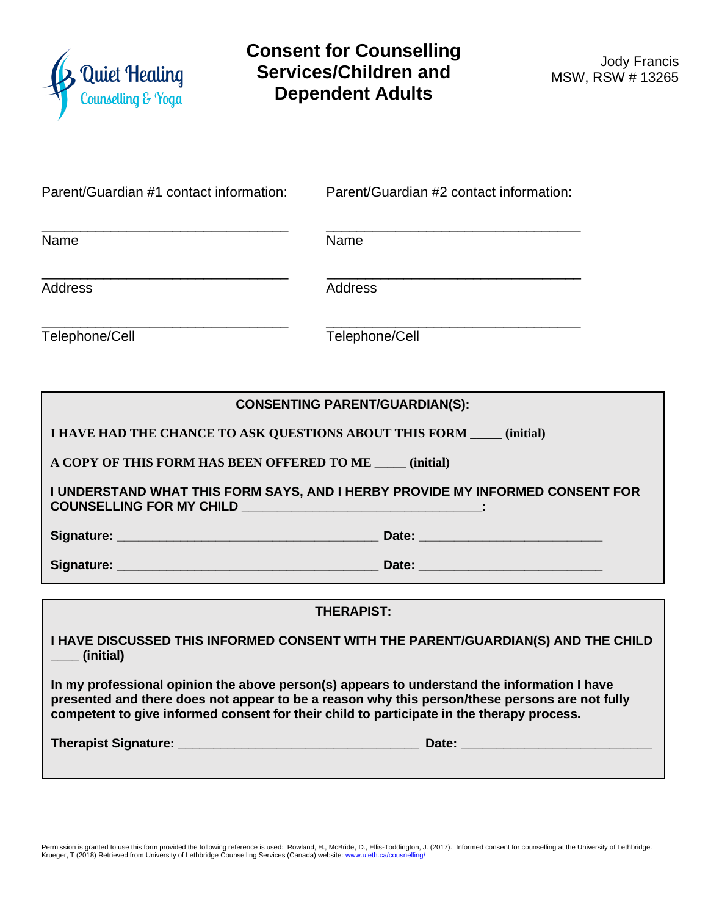Quiet Healing Counselling & Yoga

# Consent for Counselling Services/Children and Dependent Adults

Jody Francis
MSW, RSW # 13265

| Parent/Guardian #1 contact information: | Parent/Guardian #2 contact information: |
|---|---|
| _______________________________ | _______________________________ |
| Name | Name |
| _______________________________ | _______________________________ |
| Address | Address |
| _______________________________ | _______________________________ |
| Telephone/Cell | Telephone/Cell |

**CONSENTING PARENT/GUARDIAN(S):**

**I HAVE HAD THE CHANCE TO ASK QUESTIONS ABOUT THIS FORM _____ (initial)**

**A COPY OF THIS FORM HAS BEEN OFFERED TO ME _____ (initial)**

**I UNDERSTAND WHAT THIS FORM SAYS, AND I HERBY PROVIDE MY INFORMED CONSENT FOR COUNSELLING FOR MY CHILD _________________________________:**

**Signature:** _____________________________________ **Date:** __________________________

**Signature:** _____________________________________ **Date:** __________________________

**THERAPIST:**

**I HAVE DISCUSSED THIS INFORMED CONSENT WITH THE PARENT/GUARDIAN(S) AND THE CHILD ____ (initial)**

**In my professional opinion the above person(s) appears to understand the information I have presented and there does not appear to be a reason why this person/these persons are not fully competent to give informed consent for their child to participate in the therapy process.**

**Therapist Signature:** __________________________________ **Date:** __________________________

Permission is granted to use this form provided the following reference is used: Rowland, H., McBride, D., Ellis-Toddington, J. (2017). Informed consent for counselling at the University of Lethbridge. Krueger, T (2018) Retrieved from University of Lethbridge Counselling Services (Canada) website: www.uleth.ca/cousnelling/